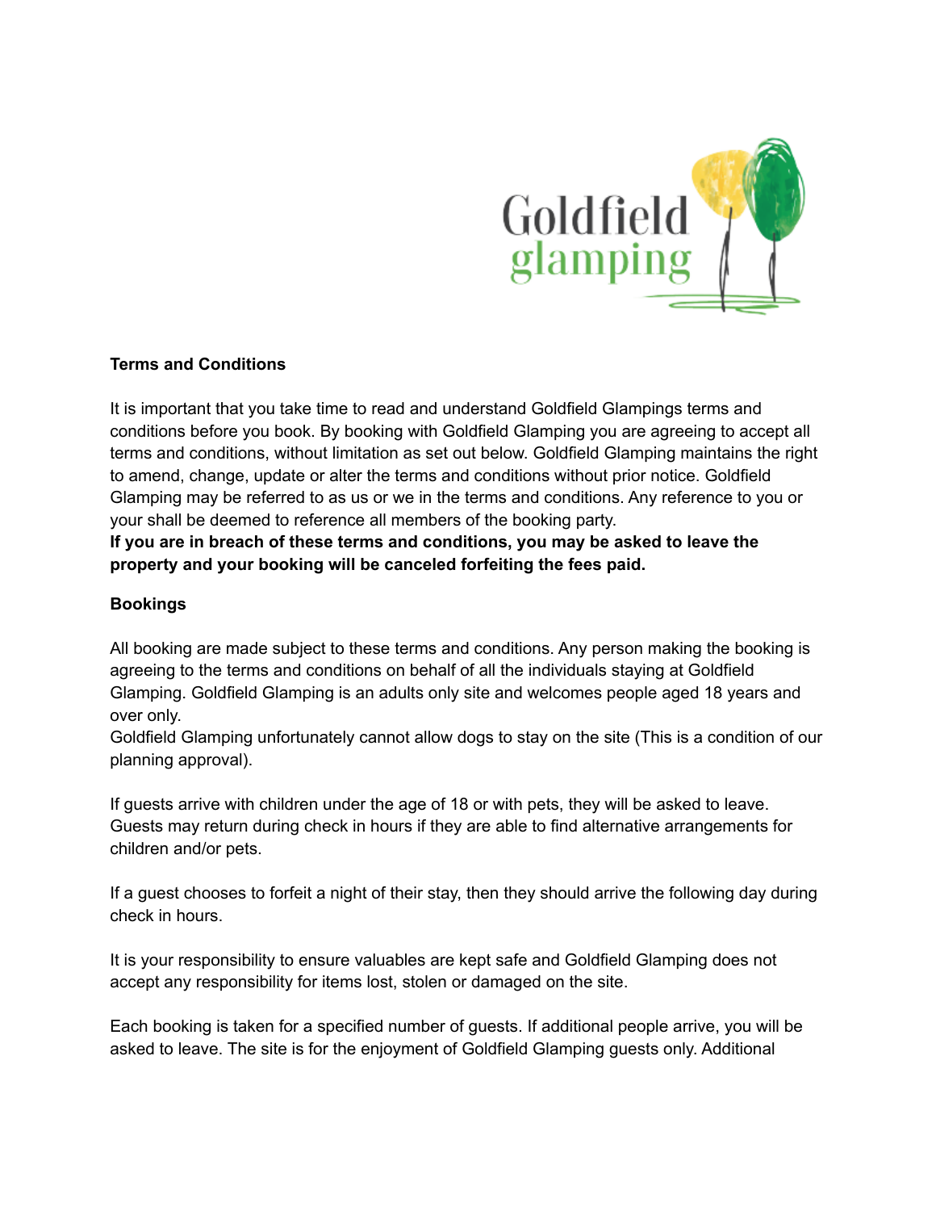Goldfield glamping

## Terms and Conditions

It is important that you take time to read and understand Goldfield Glampings terms and conditions before you book. By booking with Goldfield Glamping you are agreeing to accept all terms and conditions, without limitation as set out below. Goldfield Glamping maintains the right to amend, change, update or alter the terms and conditions without prior notice. Goldfield Glamping may be referred to as us or we in the terms and conditions. Any reference to you or your shall be deemed to reference all members of the booking party.

**If you are in breach of these terms and conditions, you may be asked to leave the property and your booking will be canceled forfeiting the fees paid.**

## Bookings

All booking are made subject to these terms and conditions. Any person making the booking is agreeing to the terms and conditions on behalf of all the individuals staying at Goldfield Glamping. Goldfield Glamping is an adults only site and welcomes people aged 18 years and over only.
Goldfield Glamping unfortunately cannot allow dogs to stay on the site (This is a condition of our planning approval).

If guests arrive with children under the age of 18 or with pets, they will be asked to leave. Guests may return during check in hours if they are able to find alternative arrangements for children and/or pets.

If a guest chooses to forfeit a night of their stay, then they should arrive the following day during check in hours.

It is your responsibility to ensure valuables are kept safe and Goldfield Glamping does not accept any responsibility for items lost, stolen or damaged on the site.

Each booking is taken for a specified number of guests. If additional people arrive, you will be asked to leave. The site is for the enjoyment of Goldfield Glamping guests only. Additional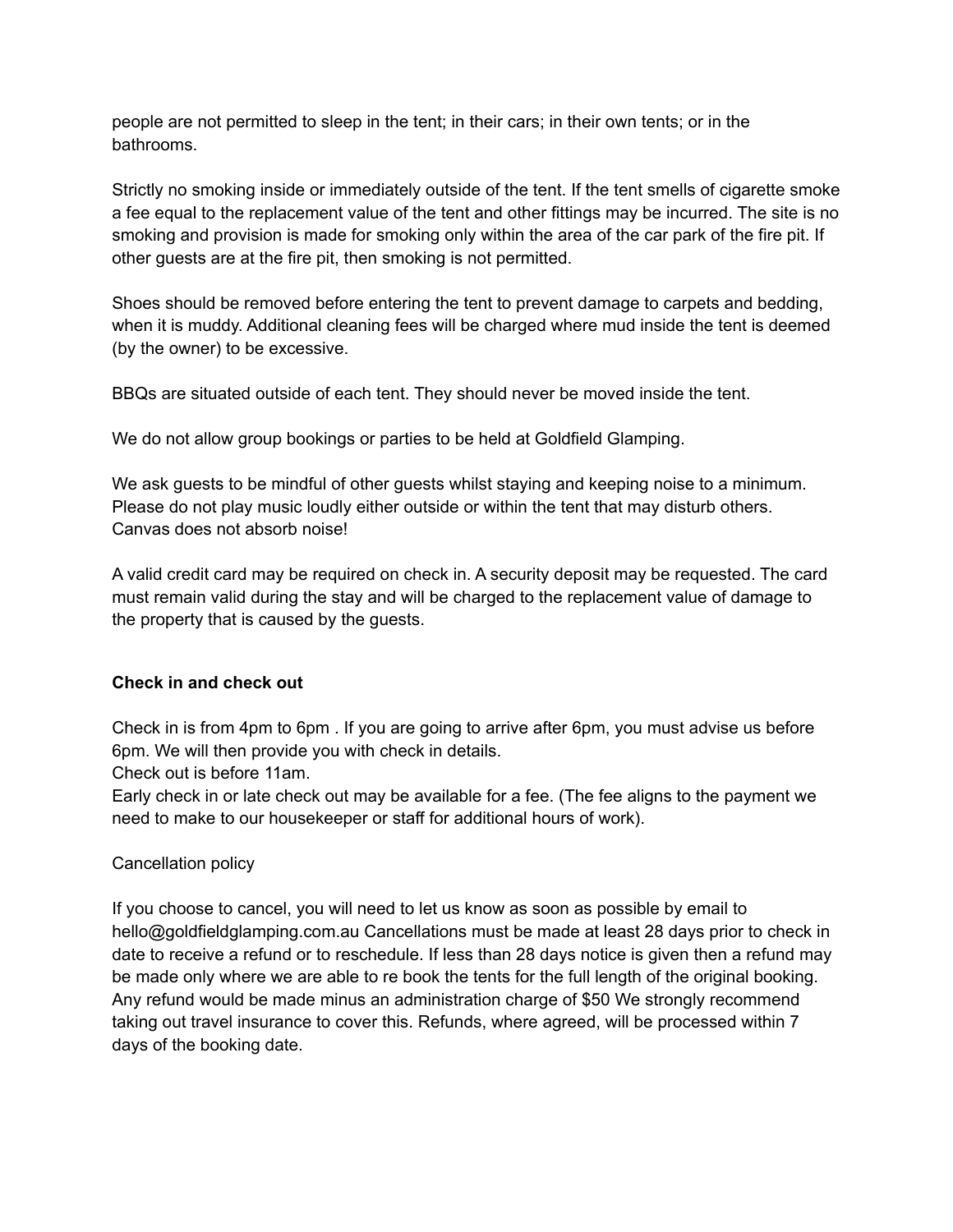people are not permitted to sleep in the tent; in their cars; in their own tents; or in the bathrooms.

Strictly no smoking inside or immediately outside of the tent. If the tent smells of cigarette smoke a fee equal to the replacement value of the tent and other fittings may be incurred. The site is no smoking and provision is made for smoking only within the area of the car park of the fire pit. If other guests are at the fire pit, then smoking is not permitted.

Shoes should be removed before entering the tent to prevent damage to carpets and bedding, when it is muddy. Additional cleaning fees will be charged where mud inside the tent is deemed (by the owner) to be excessive.

BBQs are situated outside of each tent. They should never be moved inside the tent.

We do not allow group bookings or parties to be held at Goldfield Glamping.

We ask guests to be mindful of other guests whilst staying and keeping noise to a minimum. Please do not play music loudly either outside or within the tent that may disturb others. Canvas does not absorb noise!

A valid credit card may be required on check in. A security deposit may be requested. The card must remain valid during the stay and will be charged to the replacement value of damage to the property that is caused by the guests.

**Check in and check out**

Check in is from 4pm to 6pm . If you are going to arrive after 6pm, you must advise us before 6pm. We will then provide you with check in details.
Check out is before 11am.
Early check in or late check out may be available for a fee. (The fee aligns to the payment we need to make to our housekeeper or staff for additional hours of work).

Cancellation policy

If you choose to cancel, you will need to let us know as soon as possible by email to hello@goldfieldglamping.com.au Cancellations must be made at least 28 days prior to check in date to receive a refund or to reschedule. If less than 28 days notice is given then a refund may be made only where we are able to re book the tents for the full length of the original booking. Any refund would be made minus an administration charge of $50 We strongly recommend taking out travel insurance to cover this. Refunds, where agreed, will be processed within 7 days of the booking date.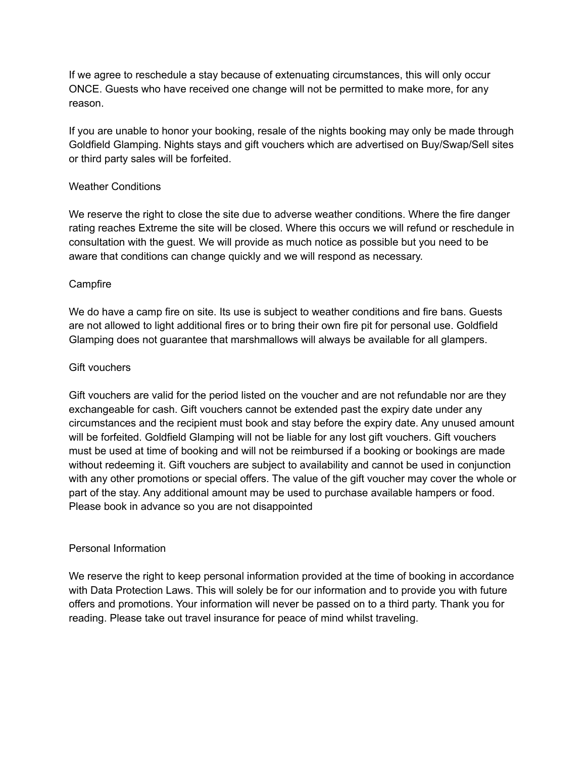If we agree to reschedule a stay because of extenuating circumstances, this will only occur ONCE. Guests who have received one change will not be permitted to make more, for any reason.

If you are unable to honor your booking, resale of the nights booking may only be made through Goldfield Glamping. Nights stays and gift vouchers which are advertised on Buy/Swap/Sell sites or third party sales will be forfeited.

## Weather Conditions

We reserve the right to close the site due to adverse weather conditions. Where the fire danger rating reaches Extreme the site will be closed. Where this occurs we will refund or reschedule in consultation with the guest. We will provide as much notice as possible but you need to be aware that conditions can change quickly and we will respond as necessary.

## Campfire

We do have a camp fire on site. Its use is subject to weather conditions and fire bans. Guests are not allowed to light additional fires or to bring their own fire pit for personal use. Goldfield Glamping does not guarantee that marshmallows will always be available for all glampers.

## Gift vouchers

Gift vouchers are valid for the period listed on the voucher and are not refundable nor are they exchangeable for cash. Gift vouchers cannot be extended past the expiry date under any circumstances and the recipient must book and stay before the expiry date. Any unused amount will be forfeited. Goldfield Glamping will not be liable for any lost gift vouchers. Gift vouchers must be used at time of booking and will not be reimbursed if a booking or bookings are made without redeeming it. Gift vouchers are subject to availability and cannot be used in conjunction with any other promotions or special offers. The value of the gift voucher may cover the whole or part of the stay. Any additional amount may be used to purchase available hampers or food. Please book in advance so you are not disappointed

## Personal Information

We reserve the right to keep personal information provided at the time of booking in accordance with Data Protection Laws. This will solely be for our information and to provide you with future offers and promotions. Your information will never be passed on to a third party. Thank you for reading. Please take out travel insurance for peace of mind whilst traveling.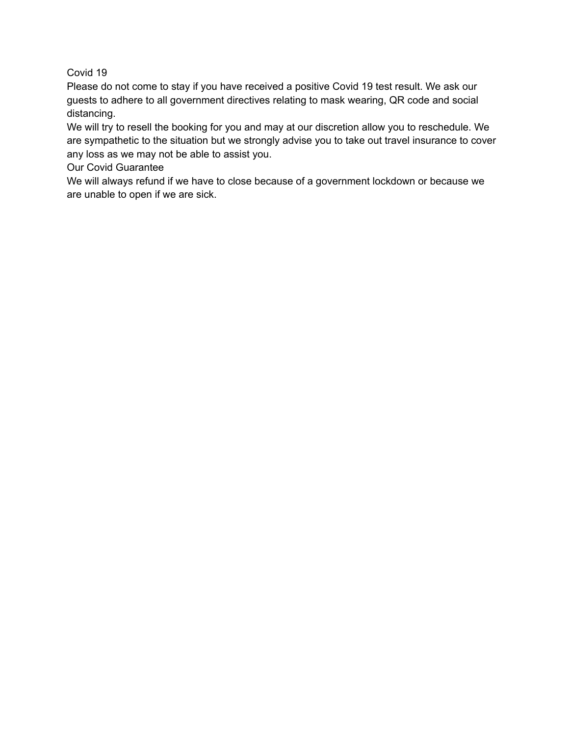## Covid 19

Please do not come to stay if you have received a positive Covid 19 test result. We ask our guests to adhere to all government directives relating to mask wearing, QR code and social distancing.

We will try to resell the booking for you and may at our discretion allow you to reschedule. We are sympathetic to the situation but we strongly advise you to take out travel insurance to cover any loss as we may not be able to assist you.

## Our Covid Guarantee

We will always refund if we have to close because of a government lockdown or because we are unable to open if we are sick.